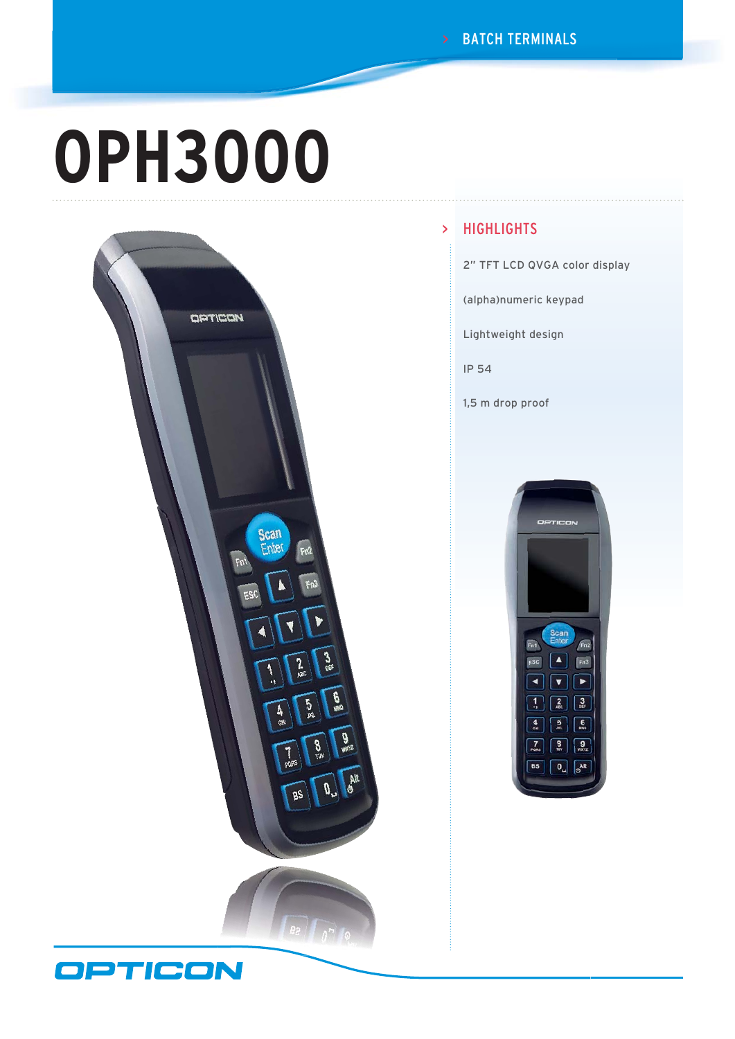BATCH TERMINALS

# OPH3000

## HIGHLIGHTS

- 2" TFT LCD QVGA color display
- (alpha)numeric keypad
- Lightweight design
- IP 54
- 1,5 m drop proof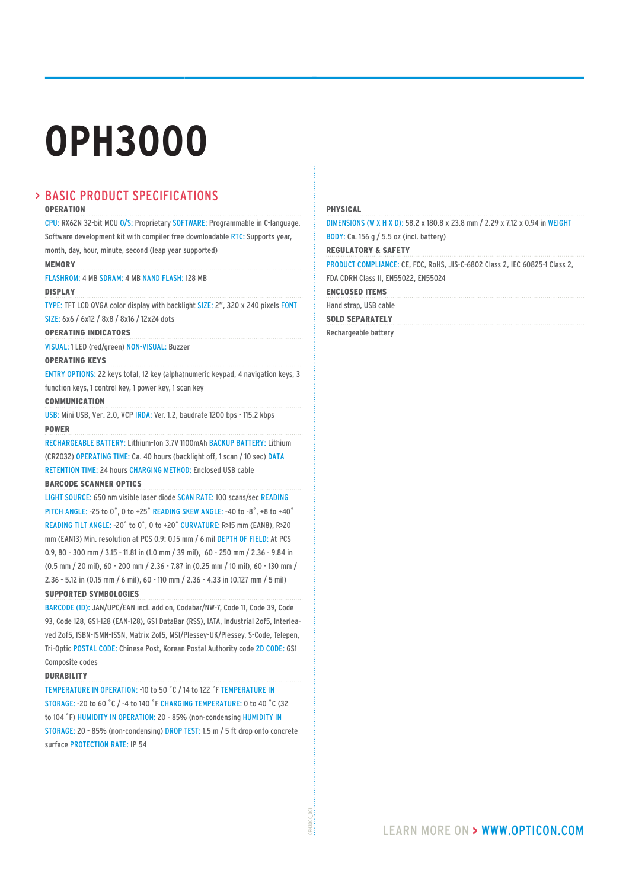# OPH3000

## BASIC PRODUCT SPECIFICATIONS

### OPERATION

CPU: RX62N 32-bit MCU O/S: Proprietary SOFTWARE: Programmable in C-language. Software development kit with compiler free downloadable RTC: Supports year, month, day, hour, minute, second (leap year supported)

### MEMORY

FLASHROM: 4 MB SDRAM: 4 MB NAND FLASH: 128 MB

### DISPLAY

TYPE: TFT LCD QVGA color display with backlight SIZE: 2'', 320 x 240 pixels FONT SIZE: 6x6 / 6x12 / 8x8 / 8x16 / 12x24 dots

### OPERATING INDICATORS

VISUAL: 1 LED (red/green) NON-VISUAL: Buzzer

### OPERATING KEYS

ENTRY OPTIONS: 22 keys total, 12 key (alpha)numeric keypad, 4 navigation keys, 3 function keys, 1 control key, 1 power key, 1 scan key

### COMMUNICATION

USB: Mini USB, Ver. 2.0, VCP IRDA: Ver. 1.2, baudrate 1200 bps - 115.2 kbps

### POWER

RECHARGEABLE BATTERY: Lithium-Ion 3.7V 1100mAh BACKUP BATTERY: Lithium (CR2032) OPERATING TIME: Ca. 40 hours (backlight off, 1 scan / 10 sec) DATA RETENTION TIME: 24 hours CHARGING METHOD: Enclosed USB cable

### BARCODE SCANNER OPTICS

LIGHT SOURCE: 650 nm visible laser diode SCAN RATE: 100 scans/sec READING PITCH ANGLE: -25 to 0˚, 0 to +25˚ READING SKEW ANGLE: -40 to -8˚, +8 to +40˚ READING TILT ANGLE: -20˚ to 0˚, 0 to +20˚ CURVATURE: R>15 mm (EAN8), R>20 mm (EAN13) Min. resolution at PCS 0.9: 0.15 mm / 6 mil DEPTH OF FIELD: At PCS 0.9, 80 - 300 mm / 3.15 - 11.81 in (1.0 mm / 39 mil), 60 - 250 mm / 2.36 - 9.84 in (0.5 mm / 20 mil), 60 - 200 mm / 2.36 - 7.87 in (0.25 mm / 10 mil), 60 - 130 mm / 2.36 - 5.12 in (0.15 mm / 6 mil), 60 - 110 mm / 2.36 - 4.33 in (0.127 mm / 5 mil)

### SUPPORTED SYMBOLOGIES

BARCODE (1D): JAN/UPC/EAN incl. add on, Codabar/NW-7, Code 11, Code 39, Code 93, Code 128, GS1-128 (EAN-128), GS1 DataBar (RSS), IATA, Industrial 2of5, Interleaved 2of5, ISBN-ISMN-ISSN, Matrix 2of5, MSI/Plessey-UK/Plessey, S-Code, Telepen, Tri-Optic POSTAL CODE: Chinese Post, Korean Postal Authority code 2D CODE: GS1 Composite codes

### DURABILITY

TEMPERATURE IN OPERATION: -10 to 50 ˚C / 14 to 122 ˚F TEMPERATURE IN STORAGE: -20 to 60 ˚C / -4 to 140 ˚F CHARGING TEMPERATURE: 0 to 40 ˚C (32 to 104 ˚F) HUMIDITY IN OPERATION: 20 - 85% (non-condensing HUMIDITY IN STORAGE: 20 - 85% (non-condensing) DROP TEST: 1.5 m / 5 ft drop onto concrete surface PROTECTION RATE: IP 54

### PHYSICAL

DIMENSIONS (W X H X D): 58.2 x 180.8 x 23.8 mm / 2.29 x 7.12 x 0.94 in WEIGHT BODY: Ca. 156 g / 5.5 oz (incl. battery)

### REGULATORY & SAFETY

PRODUCT COMPLIANCE: CE, FCC, RoHS, JIS-C-6802 Class 2, IEC 60825-1 Class 2, FDA CDRH Class II, EN55022, EN55024

### ENCLOSED ITEMS

Hand strap, USB cable

### SOLD SEPARATELY

Rechargeable battery

LEARN MORE ON > WWW.OPTICON.COM